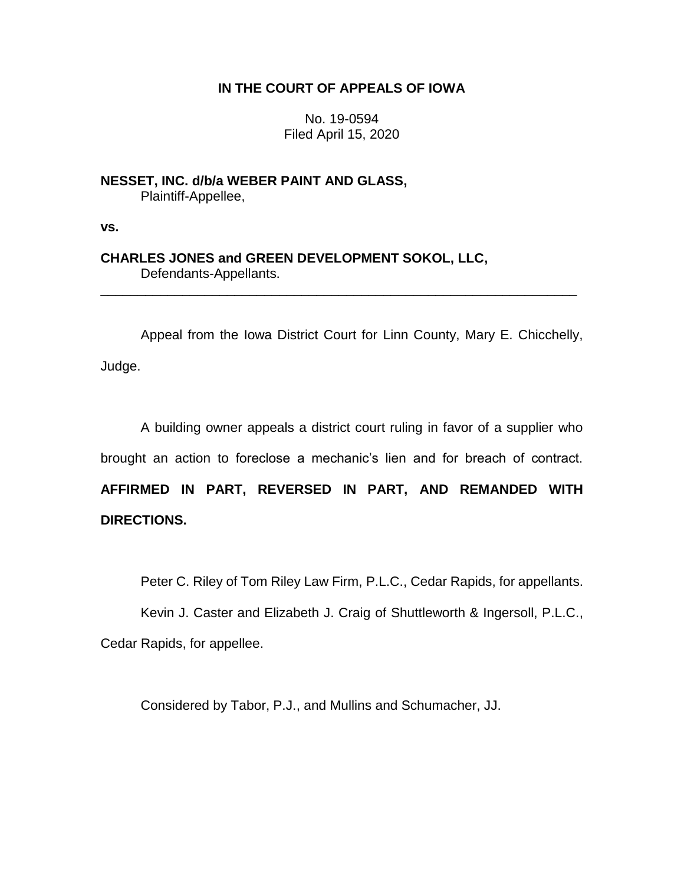**IN THE COURT OF APPEALS OF IOWA**

No. 19-0594
Filed April 15, 2020

**NESSET, INC. d/b/a WEBER PAINT AND GLASS,**
Plaintiff-Appellee,

**vs.**

**CHARLES JONES and GREEN DEVELOPMENT SOKOL, LLC,**
Defendants-Appellants.

---

Appeal from the Iowa District Court for Linn County, Mary E. Chicchelly, Judge.

A building owner appeals a district court ruling in favor of a supplier who brought an action to foreclose a mechanic's lien and for breach of contract. **AFFIRMED IN PART, REVERSED IN PART, AND REMANDED WITH DIRECTIONS.**

Peter C. Riley of Tom Riley Law Firm, P.L.C., Cedar Rapids, for appellants.

Kevin J. Caster and Elizabeth J. Craig of Shuttleworth & Ingersoll, P.L.C., Cedar Rapids, for appellee.

Considered by Tabor, P.J., and Mullins and Schumacher, JJ.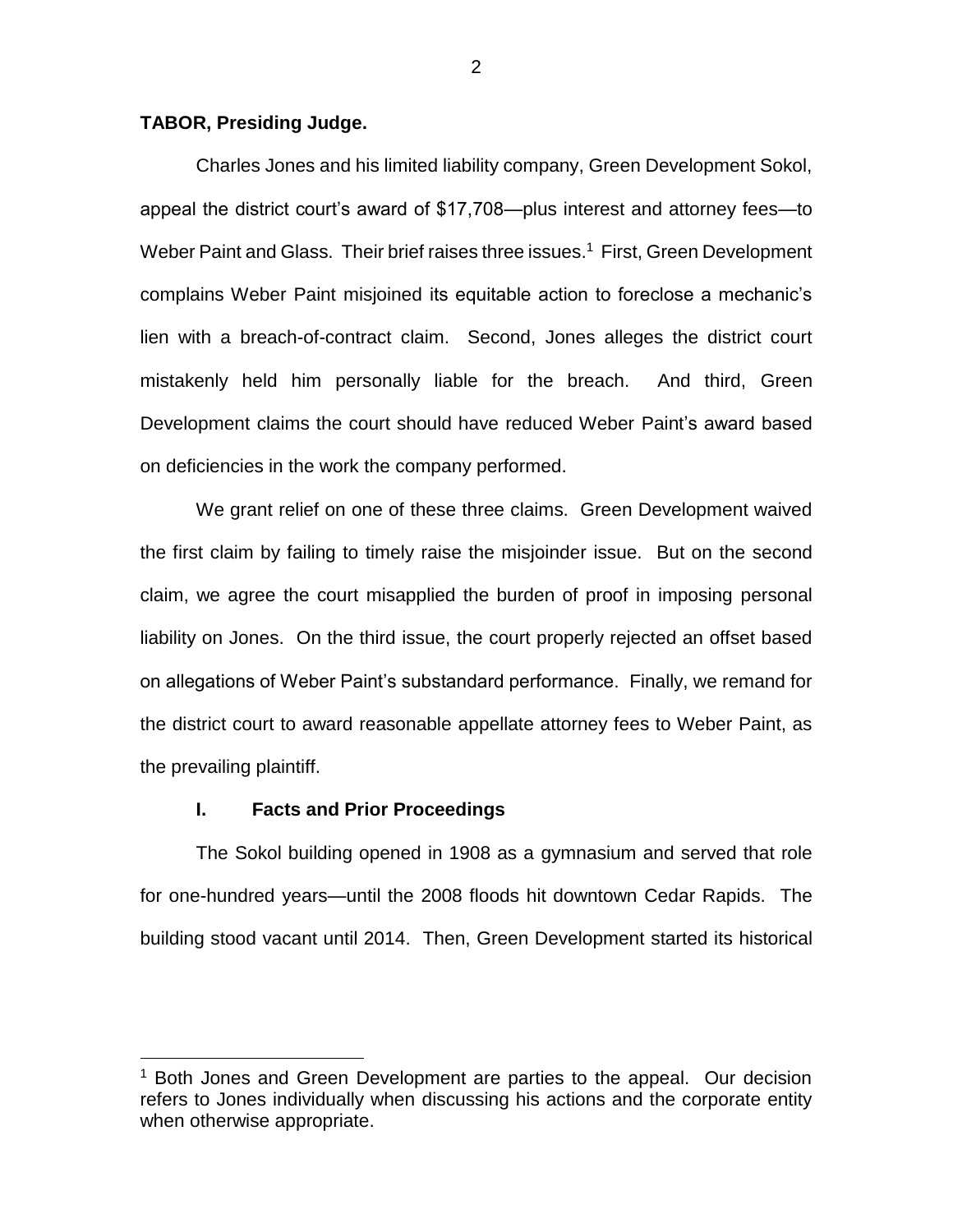**TABOR, Presiding Judge.**

Charles Jones and his limited liability company, Green Development Sokol, appeal the district court's award of $17,708—plus interest and attorney fees—to Weber Paint and Glass. Their brief raises three issues.[1] First, Green Development complains Weber Paint misjoined its equitable action to foreclose a mechanic's lien with a breach-of-contract claim. Second, Jones alleges the district court mistakenly held him personally liable for the breach. And third, Green Development claims the court should have reduced Weber Paint's award based on deficiencies in the work the company performed.

We grant relief on one of these three claims. Green Development waived the first claim by failing to timely raise the misjoinder issue. But on the second claim, we agree the court misapplied the burden of proof in imposing personal liability on Jones. On the third issue, the court properly rejected an offset based on allegations of Weber Paint's substandard performance. Finally, we remand for the district court to award reasonable appellate attorney fees to Weber Paint, as the prevailing plaintiff.

## I. Facts and Prior Proceedings

The Sokol building opened in 1908 as a gymnasium and served that role for one-hundred years—until the 2008 floods hit downtown Cedar Rapids. The building stood vacant until 2014. Then, Green Development started its historical

[1] Both Jones and Green Development are parties to the appeal. Our decision refers to Jones individually when discussing his actions and the corporate entity when otherwise appropriate.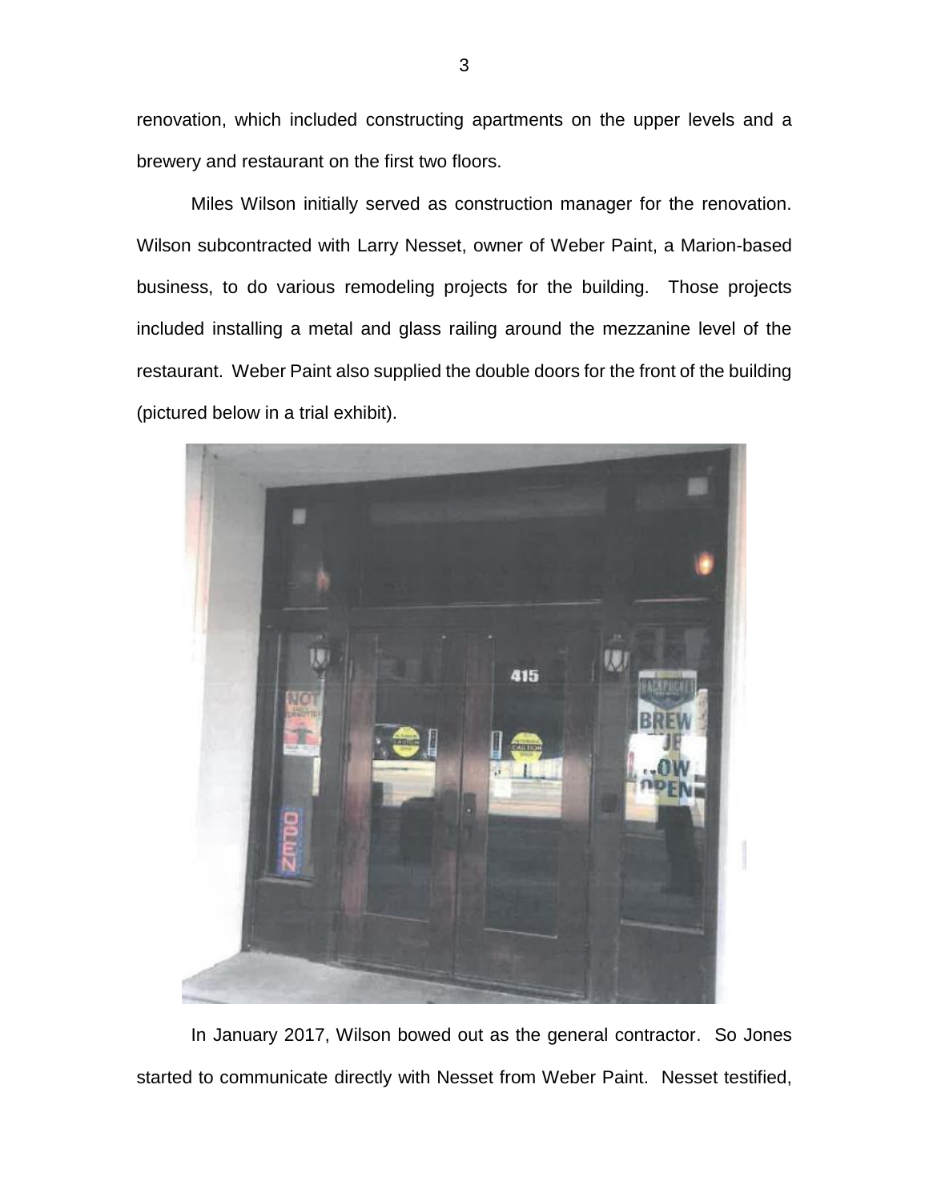renovation, which included constructing apartments on the upper levels and a brewery and restaurant on the first two floors.

Miles Wilson initially served as construction manager for the renovation. Wilson subcontracted with Larry Nesset, owner of Weber Paint, a Marion-based business, to do various remodeling projects for the building. Those projects included installing a metal and glass railing around the mezzanine level of the restaurant. Weber Paint also supplied the double doors for the front of the building (pictured below in a trial exhibit).

In January 2017, Wilson bowed out as the general contractor. So Jones started to communicate directly with Nesset from Weber Paint. Nesset testified,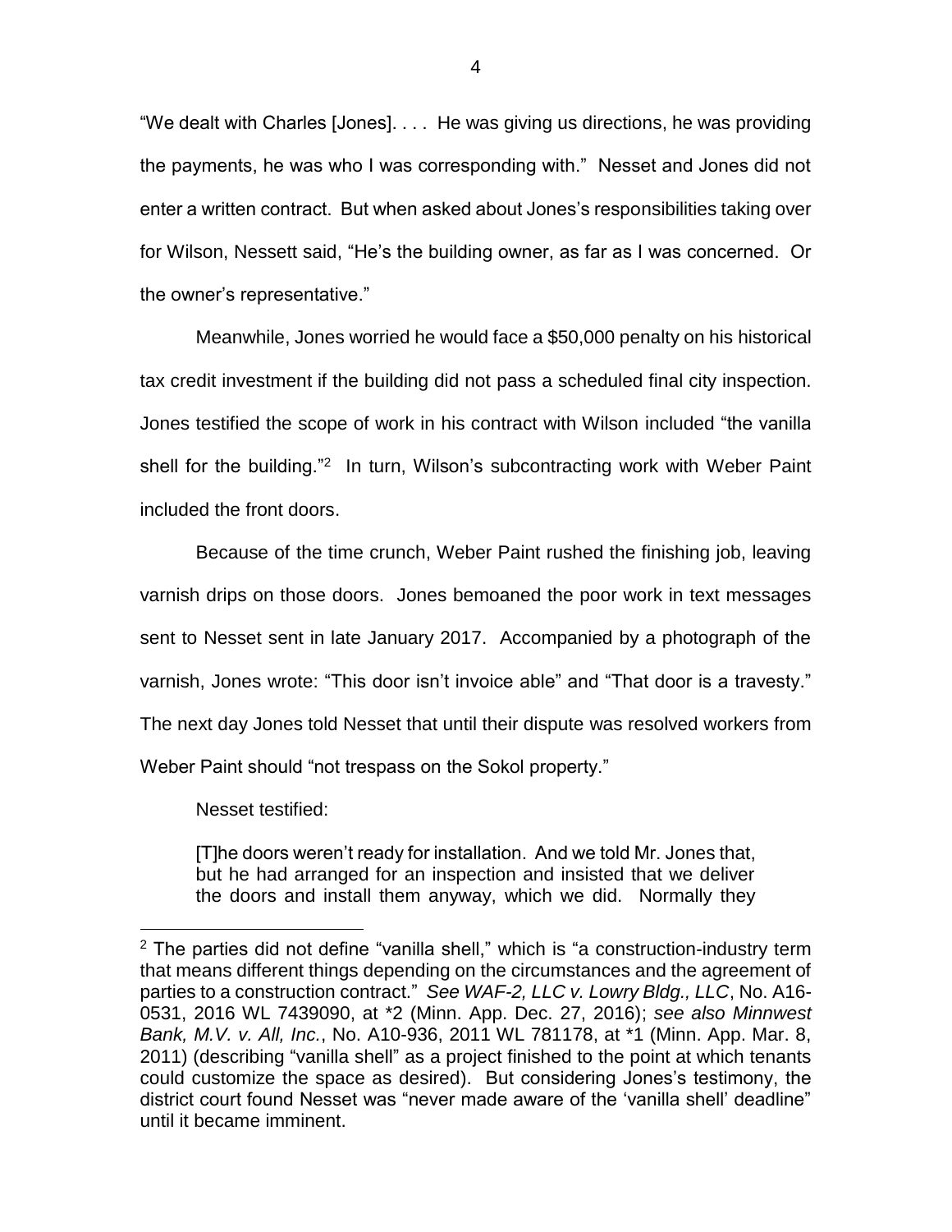"We dealt with Charles [Jones]. . . . He was giving us directions, he was providing the payments, he was who I was corresponding with." Nesset and Jones did not enter a written contract. But when asked about Jones's responsibilities taking over for Wilson, Nessett said, "He's the building owner, as far as I was concerned. Or the owner's representative."

Meanwhile, Jones worried he would face a $50,000 penalty on his historical tax credit investment if the building did not pass a scheduled final city inspection. Jones testified the scope of work in his contract with Wilson included "the vanilla shell for the building."[2] In turn, Wilson's subcontracting work with Weber Paint included the front doors.

Because of the time crunch, Weber Paint rushed the finishing job, leaving varnish drips on those doors. Jones bemoaned the poor work in text messages sent to Nesset sent in late January 2017. Accompanied by a photograph of the varnish, Jones wrote: "This door isn't invoice able" and "That door is a travesty." The next day Jones told Nesset that until their dispute was resolved workers from Weber Paint should "not trespass on the Sokol property."

Nesset testified:

> [T]he doors weren't ready for installation. And we told Mr. Jones that, but he had arranged for an inspection and insisted that we deliver the doors and install them anyway, which we did. Normally they

[2] The parties did not define "vanilla shell," which is "a construction-industry term that means different things depending on the circumstances and the agreement of parties to a construction contract." *See WAF-2, LLC v. Lowry Bldg., LLC*, No. A16-0531, 2016 WL 7439090, at *2 (Minn. App. Dec. 27, 2016); *see also Minnwest Bank, M.V. v. All, Inc.*, No. A10-936, 2011 WL 781178, at *1 (Minn. App. Mar. 8, 2011) (describing "vanilla shell" as a project finished to the point at which tenants could customize the space as desired). But considering Jones's testimony, the district court found Nesset was "never made aware of the 'vanilla shell' deadline" until it became imminent.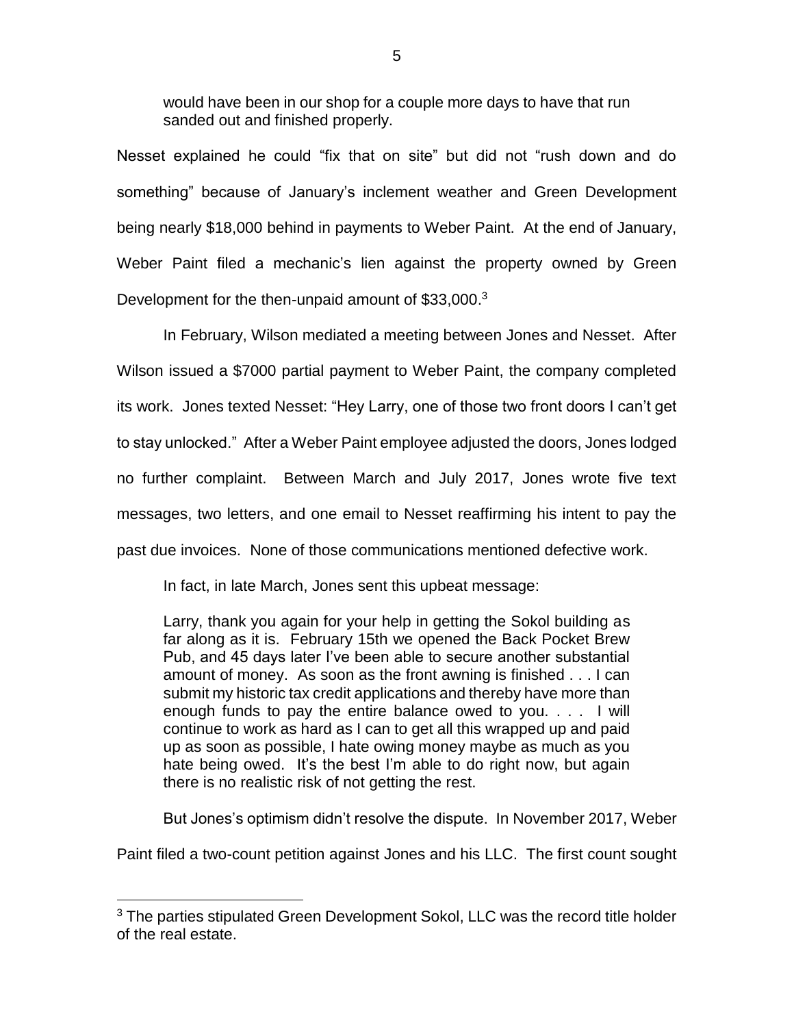> would have been in our shop for a couple more days to have that run sanded out and finished properly.

Nesset explained he could "fix that on site" but did not "rush down and do something" because of January's inclement weather and Green Development being nearly $18,000 behind in payments to Weber Paint. At the end of January, Weber Paint filed a mechanic's lien against the property owned by Green Development for the then-unpaid amount of $33,000.[3]

In February, Wilson mediated a meeting between Jones and Nesset. After Wilson issued a $7000 partial payment to Weber Paint, the company completed its work. Jones texted Nesset: "Hey Larry, one of those two front doors I can't get to stay unlocked." After a Weber Paint employee adjusted the doors, Jones lodged no further complaint. Between March and July 2017, Jones wrote five text messages, two letters, and one email to Nesset reaffirming his intent to pay the past due invoices. None of those communications mentioned defective work.

In fact, in late March, Jones sent this upbeat message:

> Larry, thank you again for your help in getting the Sokol building as far along as it is. February 15th we opened the Back Pocket Brew Pub, and 45 days later I've been able to secure another substantial amount of money. As soon as the front awning is finished . . . I can submit my historic tax credit applications and thereby have more than enough funds to pay the entire balance owed to you. . . . I will continue to work as hard as I can to get all this wrapped up and paid up as soon as possible, I hate owing money maybe as much as you hate being owed. It's the best I'm able to do right now, but again there is no realistic risk of not getting the rest.

But Jones's optimism didn't resolve the dispute. In November 2017, Weber Paint filed a two-count petition against Jones and his LLC. The first count sought

---

[3] The parties stipulated Green Development Sokol, LLC was the record title holder of the real estate.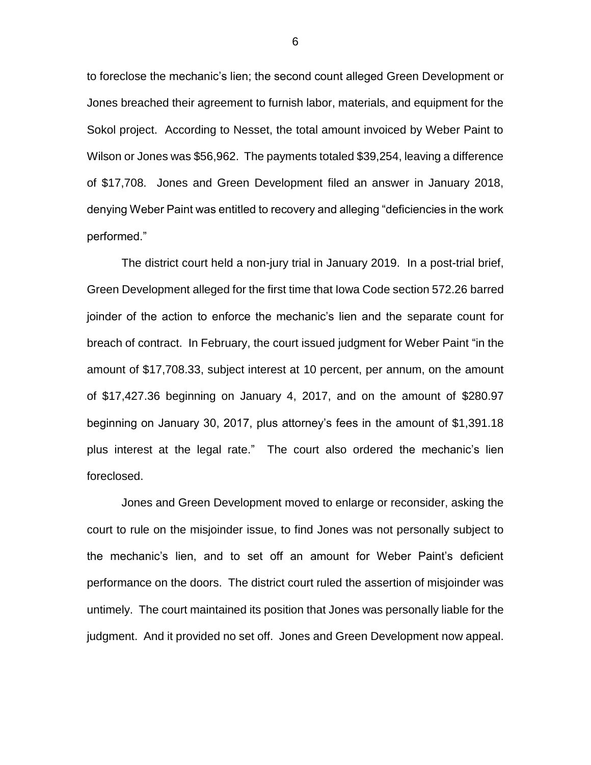to foreclose the mechanic's lien; the second count alleged Green Development or Jones breached their agreement to furnish labor, materials, and equipment for the Sokol project. According to Nesset, the total amount invoiced by Weber Paint to Wilson or Jones was $56,962. The payments totaled $39,254, leaving a difference of $17,708. Jones and Green Development filed an answer in January 2018, denying Weber Paint was entitled to recovery and alleging "deficiencies in the work performed."

The district court held a non-jury trial in January 2019. In a post-trial brief, Green Development alleged for the first time that Iowa Code section 572.26 barred joinder of the action to enforce the mechanic's lien and the separate count for breach of contract. In February, the court issued judgment for Weber Paint "in the amount of $17,708.33, subject interest at 10 percent, per annum, on the amount of $17,427.36 beginning on January 4, 2017, and on the amount of $280.97 beginning on January 30, 2017, plus attorney's fees in the amount of $1,391.18 plus interest at the legal rate." The court also ordered the mechanic's lien foreclosed.

Jones and Green Development moved to enlarge or reconsider, asking the court to rule on the misjoinder issue, to find Jones was not personally subject to the mechanic's lien, and to set off an amount for Weber Paint's deficient performance on the doors. The district court ruled the assertion of misjoinder was untimely. The court maintained its position that Jones was personally liable for the judgment. And it provided no set off. Jones and Green Development now appeal.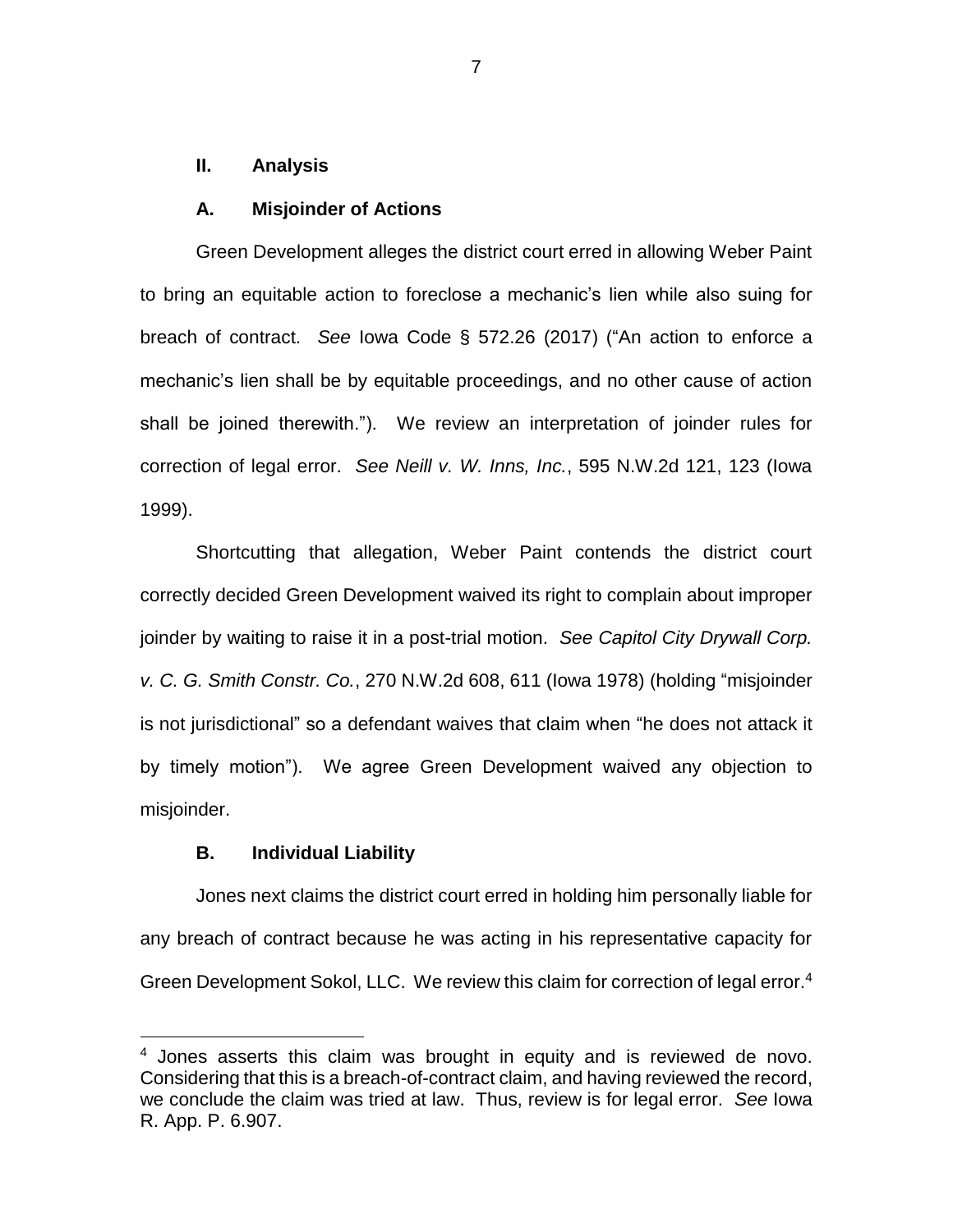## II. Analysis

### A. Misjoinder of Actions

Green Development alleges the district court erred in allowing Weber Paint to bring an equitable action to foreclose a mechanic's lien while also suing for breach of contract. *See* Iowa Code § 572.26 (2017) ("An action to enforce a mechanic's lien shall be by equitable proceedings, and no other cause of action shall be joined therewith."). We review an interpretation of joinder rules for correction of legal error. *See Neill v. W. Inns, Inc.*, 595 N.W.2d 121, 123 (Iowa 1999).

Shortcutting that allegation, Weber Paint contends the district court correctly decided Green Development waived its right to complain about improper joinder by waiting to raise it in a post-trial motion. *See Capitol City Drywall Corp. v. C. G. Smith Constr. Co.*, 270 N.W.2d 608, 611 (Iowa 1978) (holding "misjoinder is not jurisdictional" so a defendant waives that claim when "he does not attack it by timely motion"). We agree Green Development waived any objection to misjoinder.

### B. Individual Liability

Jones next claims the district court erred in holding him personally liable for any breach of contract because he was acting in his representative capacity for Green Development Sokol, LLC. We review this claim for correction of legal error.[4]

[4] Jones asserts this claim was brought in equity and is reviewed de novo. Considering that this is a breach-of-contract claim, and having reviewed the record, we conclude the claim was tried at law. Thus, review is for legal error. *See* Iowa R. App. P. 6.907.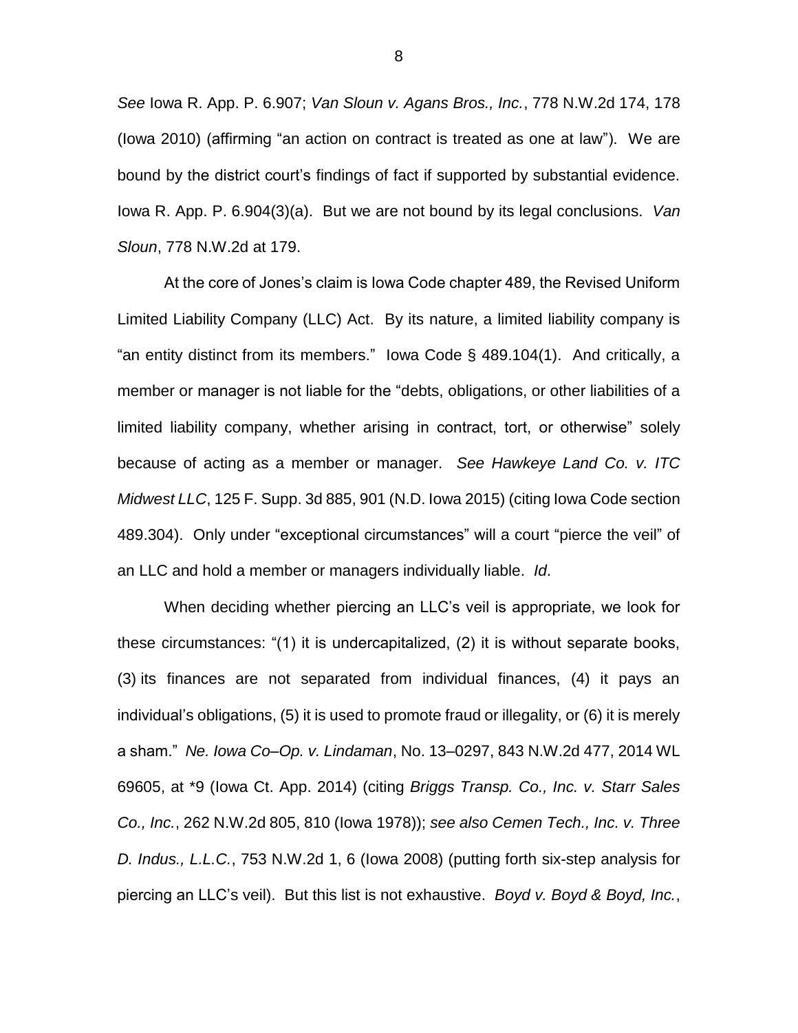*See* Iowa R. App. P. 6.907; *Van Sloun v. Agans Bros., Inc.*, 778 N.W.2d 174, 178 (Iowa 2010) (affirming "an action on contract is treated as one at law"). We are bound by the district court's findings of fact if supported by substantial evidence. Iowa R. App. P. 6.904(3)(a). But we are not bound by its legal conclusions. *Van Sloun*, 778 N.W.2d at 179.

At the core of Jones's claim is Iowa Code chapter 489, the Revised Uniform Limited Liability Company (LLC) Act. By its nature, a limited liability company is "an entity distinct from its members." Iowa Code § 489.104(1). And critically, a member or manager is not liable for the "debts, obligations, or other liabilities of a limited liability company, whether arising in contract, tort, or otherwise" solely because of acting as a member or manager. *See Hawkeye Land Co. v. ITC Midwest LLC*, 125 F. Supp. 3d 885, 901 (N.D. Iowa 2015) (citing Iowa Code section 489.304). Only under "exceptional circumstances" will a court "pierce the veil" of an LLC and hold a member or managers individually liable. *Id*.

When deciding whether piercing an LLC's veil is appropriate, we look for these circumstances: "(1) it is undercapitalized, (2) it is without separate books, (3) its finances are not separated from individual finances, (4) it pays an individual's obligations, (5) it is used to promote fraud or illegality, or (6) it is merely a sham." *Ne. Iowa Co–Op. v. Lindaman*, No. 13–0297, 843 N.W.2d 477, 2014 WL 69605, at *9 (Iowa Ct. App. 2014) (citing *Briggs Transp. Co., Inc. v. Starr Sales Co., Inc.*, 262 N.W.2d 805, 810 (Iowa 1978)); *see also Cemen Tech., Inc. v. Three D. Indus., L.L.C.*, 753 N.W.2d 1, 6 (Iowa 2008) (putting forth six-step analysis for piercing an LLC's veil). But this list is not exhaustive. *Boyd v. Boyd & Boyd, Inc.*,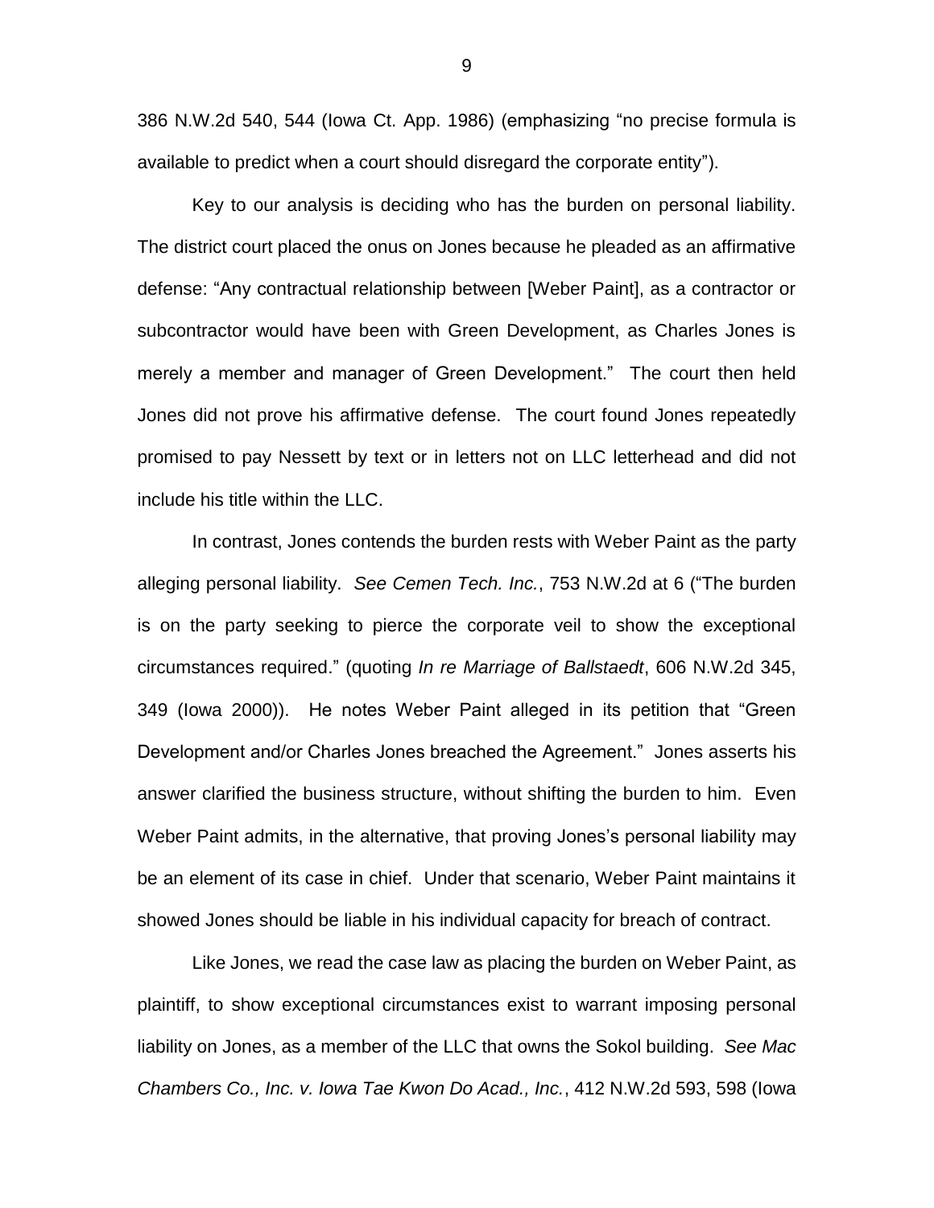386 N.W.2d 540, 544 (Iowa Ct. App. 1986) (emphasizing "no precise formula is available to predict when a court should disregard the corporate entity").

Key to our analysis is deciding who has the burden on personal liability. The district court placed the onus on Jones because he pleaded as an affirmative defense: "Any contractual relationship between [Weber Paint], as a contractor or subcontractor would have been with Green Development, as Charles Jones is merely a member and manager of Green Development." The court then held Jones did not prove his affirmative defense. The court found Jones repeatedly promised to pay Nessett by text or in letters not on LLC letterhead and did not include his title within the LLC.

In contrast, Jones contends the burden rests with Weber Paint as the party alleging personal liability. *See Cemen Tech. Inc.*, 753 N.W.2d at 6 ("The burden is on the party seeking to pierce the corporate veil to show the exceptional circumstances required." (quoting *In re Marriage of Ballstaedt*, 606 N.W.2d 345, 349 (Iowa 2000)). He notes Weber Paint alleged in its petition that "Green Development and/or Charles Jones breached the Agreement." Jones asserts his answer clarified the business structure, without shifting the burden to him. Even Weber Paint admits, in the alternative, that proving Jones's personal liability may be an element of its case in chief. Under that scenario, Weber Paint maintains it showed Jones should be liable in his individual capacity for breach of contract.

Like Jones, we read the case law as placing the burden on Weber Paint, as plaintiff, to show exceptional circumstances exist to warrant imposing personal liability on Jones, as a member of the LLC that owns the Sokol building. *See Mac Chambers Co., Inc. v. Iowa Tae Kwon Do Acad., Inc.*, 412 N.W.2d 593, 598 (Iowa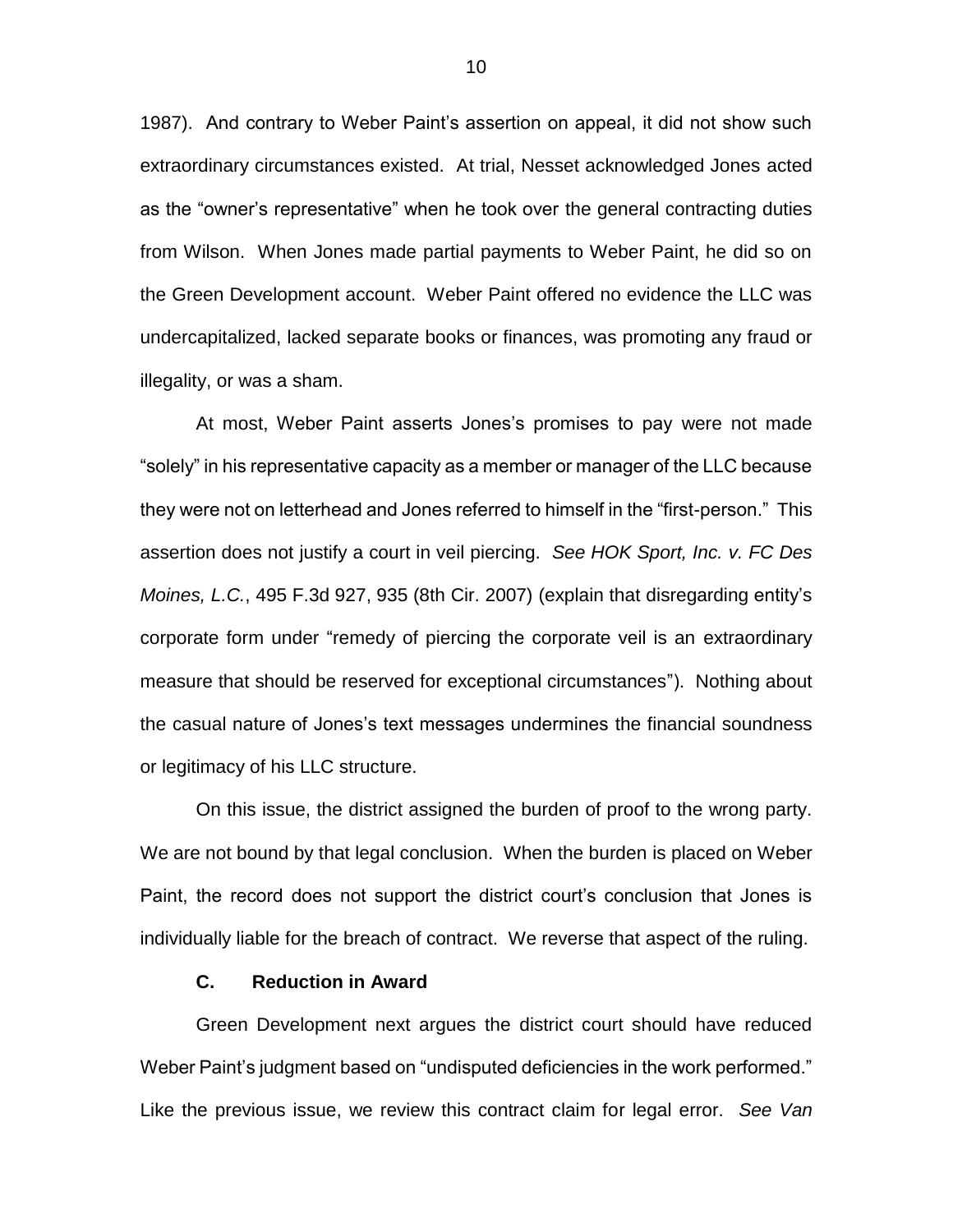1987). And contrary to Weber Paint's assertion on appeal, it did not show such extraordinary circumstances existed. At trial, Nesset acknowledged Jones acted as the "owner's representative" when he took over the general contracting duties from Wilson. When Jones made partial payments to Weber Paint, he did so on the Green Development account. Weber Paint offered no evidence the LLC was undercapitalized, lacked separate books or finances, was promoting any fraud or illegality, or was a sham.

At most, Weber Paint asserts Jones's promises to pay were not made "solely" in his representative capacity as a member or manager of the LLC because they were not on letterhead and Jones referred to himself in the "first-person." This assertion does not justify a court in veil piercing. *See HOK Sport, Inc. v. FC Des Moines, L.C.*, 495 F.3d 927, 935 (8th Cir. 2007) (explain that disregarding entity's corporate form under "remedy of piercing the corporate veil is an extraordinary measure that should be reserved for exceptional circumstances"). Nothing about the casual nature of Jones's text messages undermines the financial soundness or legitimacy of his LLC structure.

On this issue, the district assigned the burden of proof to the wrong party. We are not bound by that legal conclusion. When the burden is placed on Weber Paint, the record does not support the district court's conclusion that Jones is individually liable for the breach of contract. We reverse that aspect of the ruling.

### C. Reduction in Award

Green Development next argues the district court should have reduced Weber Paint's judgment based on "undisputed deficiencies in the work performed." Like the previous issue, we review this contract claim for legal error. *See Van*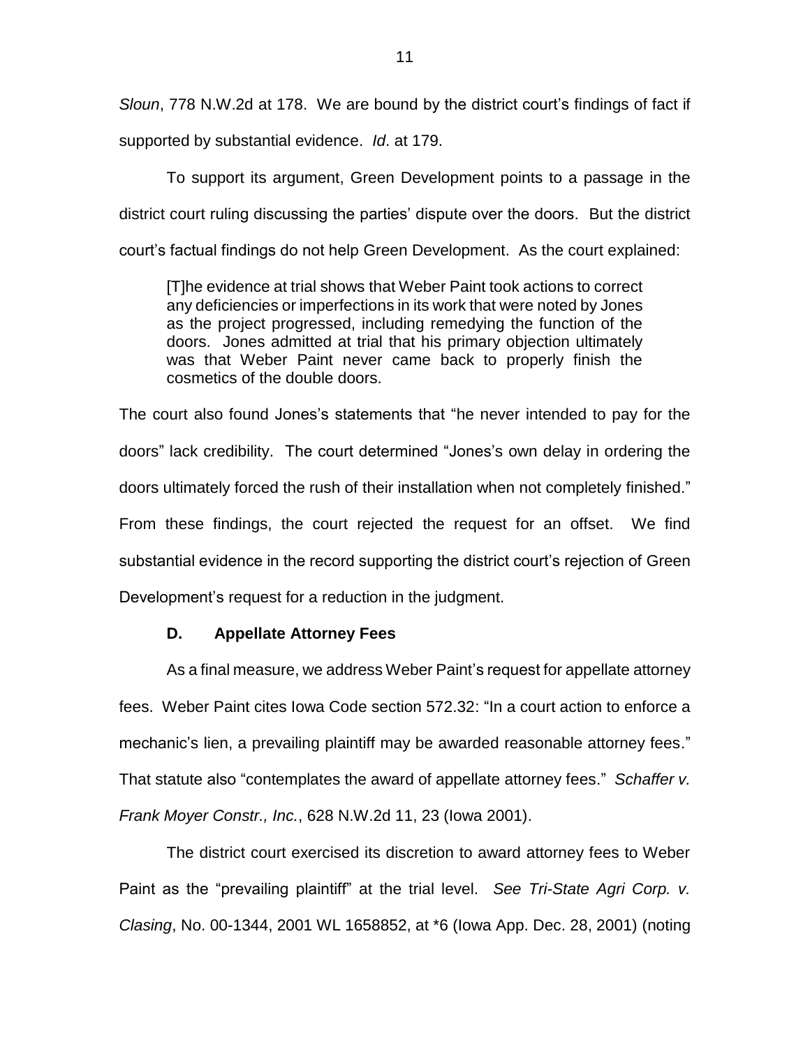*Sloun*, 778 N.W.2d at 178. We are bound by the district court's findings of fact if supported by substantial evidence. *Id*. at 179.

To support its argument, Green Development points to a passage in the district court ruling discussing the parties' dispute over the doors. But the district court's factual findings do not help Green Development. As the court explained:

> [T]he evidence at trial shows that Weber Paint took actions to correct any deficiencies or imperfections in its work that were noted by Jones as the project progressed, including remedying the function of the doors. Jones admitted at trial that his primary objection ultimately was that Weber Paint never came back to properly finish the cosmetics of the double doors.

The court also found Jones's statements that "he never intended to pay for the doors" lack credibility. The court determined "Jones's own delay in ordering the doors ultimately forced the rush of their installation when not completely finished." From these findings, the court rejected the request for an offset. We find substantial evidence in the record supporting the district court's rejection of Green Development's request for a reduction in the judgment.

### D. Appellate Attorney Fees

As a final measure, we address Weber Paint's request for appellate attorney fees. Weber Paint cites Iowa Code section 572.32: "In a court action to enforce a mechanic's lien, a prevailing plaintiff may be awarded reasonable attorney fees." That statute also "contemplates the award of appellate attorney fees." *Schaffer v. Frank Moyer Constr., Inc.*, 628 N.W.2d 11, 23 (Iowa 2001).

The district court exercised its discretion to award attorney fees to Weber Paint as the "prevailing plaintiff" at the trial level. *See Tri-State Agri Corp. v. Clasing*, No. 00-1344, 2001 WL 1658852, at *6 (Iowa App. Dec. 28, 2001) (noting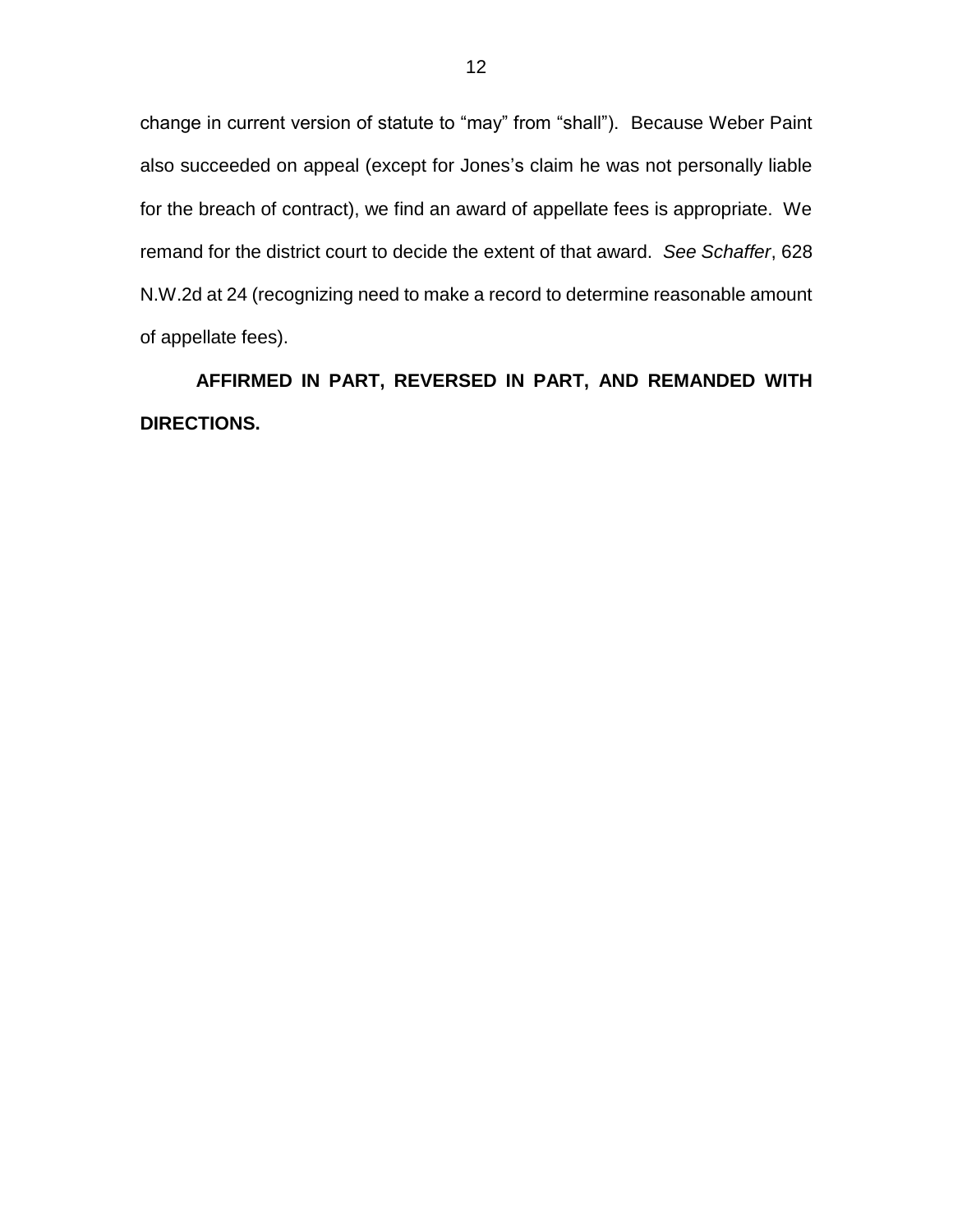change in current version of statute to "may" from "shall"). Because Weber Paint also succeeded on appeal (except for Jones's claim he was not personally liable for the breach of contract), we find an award of appellate fees is appropriate. We remand for the district court to decide the extent of that award. *See Schaffer*, 628 N.W.2d at 24 (recognizing need to make a record to determine reasonable amount of appellate fees).

**AFFIRMED IN PART, REVERSED IN PART, AND REMANDED WITH DIRECTIONS.**